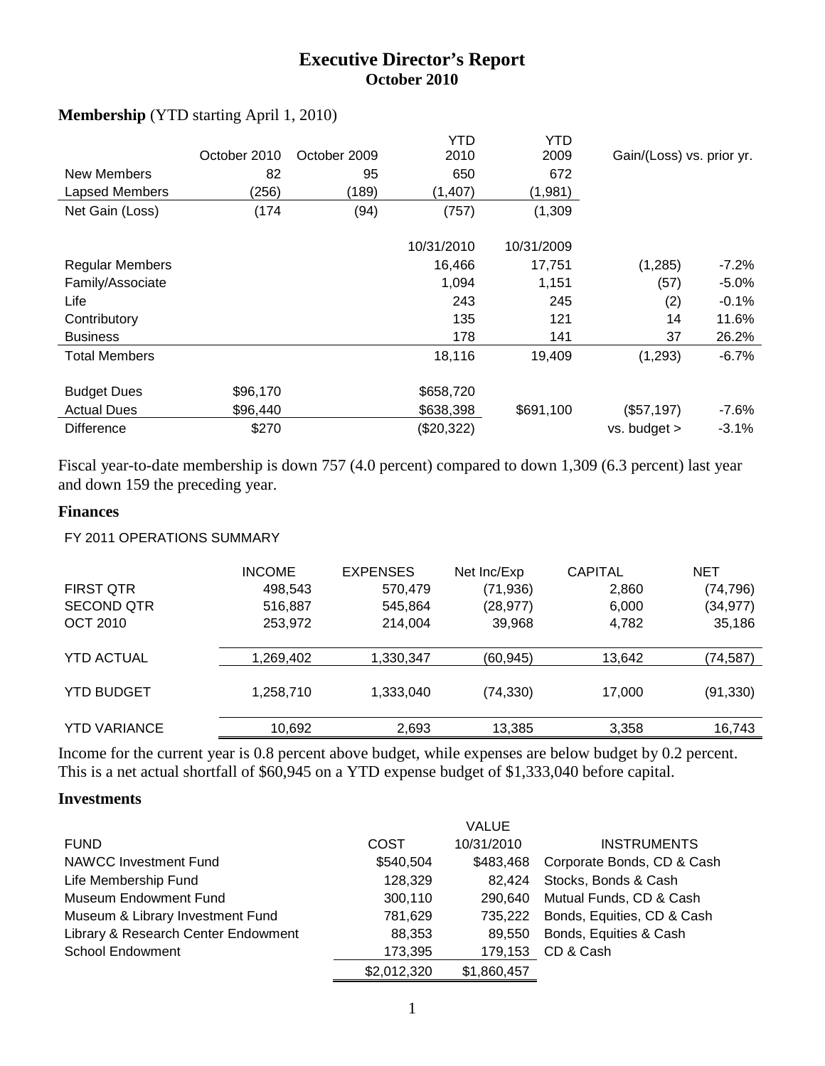# Executive Director's Report
## October 2010

**Membership** (YTD starting April 1, 2010)

| | October 2010 | October 2009 | YTD 2010 | YTD 2009 | Gain/(Loss) vs. prior yr. | |
|---|---|---|---|---|---|---|
| New Members | 82 | 95 | 650 | 672 | | |
| Lapsed Members | (256) | (189) | (1,407) | (1,981) | | |
| Net Gain (Loss) | (174 | (94) | (757) | (1,309 | | |
| | | | 10/31/2010 | 10/31/2009 | | |
| Regular Members | | | 16,466 | 17,751 | (1,285) | -7.2% |
| Family/Associate | | | 1,094 | 1,151 | (57) | -5.0% |
| Life | | | 243 | 245 | (2) | -0.1% |
| Contributory | | | 135 | 121 | 14 | 11.6% |
| Business | | | 178 | 141 | 37 | 26.2% |
| Total Members | | | 18,116 | 19,409 | (1,293) | -6.7% |
| Budget Dues | $96,170 | | $658,720 | | | |
| Actual Dues | $96,440 | | $638,398 | $691,100 | ($57,197) | -7.6% |
| Difference | $270 | | ($20,322) | | vs. budget > | -3.1% |

Fiscal year-to-date membership is down 757 (4.0 percent) compared to down 1,309 (6.3 percent) last year and down 159 the preceding year.

### Finances

FY 2011 OPERATIONS SUMMARY

| | INCOME | EXPENSES | Net Inc/Exp | CAPITAL | NET |
|---|---|---|---|---|---|
| FIRST QTR | 498,543 | 570,479 | (71,936) | 2,860 | (74,796) |
| SECOND QTR | 516,887 | 545,864 | (28,977) | 6,000 | (34,977) |
| OCT 2010 | 253,972 | 214,004 | 39,968 | 4,782 | 35,186 |
| YTD ACTUAL | 1,269,402 | 1,330,347 | (60,945) | 13,642 | (74,587) |
| YTD BUDGET | 1,258,710 | 1,333,040 | (74,330) | 17,000 | (91,330) |
| YTD VARIANCE | 10,692 | 2,693 | 13,385 | 3,358 | 16,743 |

Income for the current year is 0.8 percent above budget, while expenses are below budget by 0.2 percent. This is a net actual shortfall of $60,945 on a YTD expense budget of $1,333,040 before capital.

### Investments

| FUND | COST | VALUE 10/31/2010 | INSTRUMENTS |
|---|---|---|---|
| NAWCC Investment Fund | $540,504 | $483,468 | Corporate Bonds, CD & Cash |
| Life Membership Fund | 128,329 | 82,424 | Stocks, Bonds & Cash |
| Museum Endowment Fund | 300,110 | 290,640 | Mutual Funds, CD & Cash |
| Museum & Library Investment Fund | 781,629 | 735,222 | Bonds, Equities, CD & Cash |
| Library & Research Center Endowment | 88,353 | 89,550 | Bonds, Equities & Cash |
| School Endowment | 173,395 | 179,153 | CD & Cash |
| | $2,012,320 | $1,860,457 | |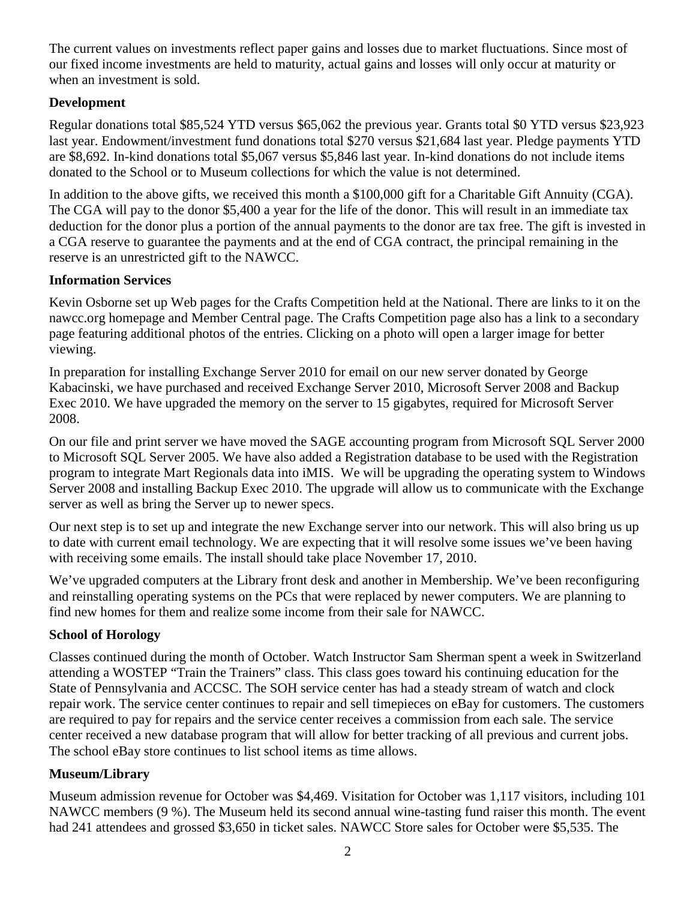The current values on investments reflect paper gains and losses due to market fluctuations. Since most of our fixed income investments are held to maturity, actual gains and losses will only occur at maturity or when an investment is sold.

**Development**

Regular donations total $85,524 YTD versus $65,062 the previous year. Grants total $0 YTD versus $23,923 last year. Endowment/investment fund donations total $270 versus $21,684 last year. Pledge payments YTD are $8,692. In-kind donations total $5,067 versus $5,846 last year. In-kind donations do not include items donated to the School or to Museum collections for which the value is not determined.

In addition to the above gifts, we received this month a $100,000 gift for a Charitable Gift Annuity (CGA). The CGA will pay to the donor $5,400 a year for the life of the donor. This will result in an immediate tax deduction for the donor plus a portion of the annual payments to the donor are tax free. The gift is invested in a CGA reserve to guarantee the payments and at the end of CGA contract, the principal remaining in the reserve is an unrestricted gift to the NAWCC.

**Information Services**

Kevin Osborne set up Web pages for the Crafts Competition held at the National. There are links to it on the nawcc.org homepage and Member Central page. The Crafts Competition page also has a link to a secondary page featuring additional photos of the entries. Clicking on a photo will open a larger image for better viewing.

In preparation for installing Exchange Server 2010 for email on our new server donated by George Kabacinski, we have purchased and received Exchange Server 2010, Microsoft Server 2008 and Backup Exec 2010. We have upgraded the memory on the server to 15 gigabytes, required for Microsoft Server 2008.

On our file and print server we have moved the SAGE accounting program from Microsoft SQL Server 2000 to Microsoft SQL Server 2005. We have also added a Registration database to be used with the Registration program to integrate Mart Regionals data into iMIS. We will be upgrading the operating system to Windows Server 2008 and installing Backup Exec 2010. The upgrade will allow us to communicate with the Exchange server as well as bring the Server up to newer specs.

Our next step is to set up and integrate the new Exchange server into our network. This will also bring us up to date with current email technology. We are expecting that it will resolve some issues we've been having with receiving some emails. The install should take place November 17, 2010.

We've upgraded computers at the Library front desk and another in Membership. We've been reconfiguring and reinstalling operating systems on the PCs that were replaced by newer computers. We are planning to find new homes for them and realize some income from their sale for NAWCC.

**School of Horology**

Classes continued during the month of October. Watch Instructor Sam Sherman spent a week in Switzerland attending a WOSTEP "Train the Trainers" class. This class goes toward his continuing education for the State of Pennsylvania and ACCSC. The SOH service center has had a steady stream of watch and clock repair work. The service center continues to repair and sell timepieces on eBay for customers. The customers are required to pay for repairs and the service center receives a commission from each sale. The service center received a new database program that will allow for better tracking of all previous and current jobs. The school eBay store continues to list school items as time allows.

**Museum/Library**

Museum admission revenue for October was $4,469. Visitation for October was 1,117 visitors, including 101 NAWCC members (9 %). The Museum held its second annual wine-tasting fund raiser this month. The event had 241 attendees and grossed $3,650 in ticket sales. NAWCC Store sales for October were $5,535. The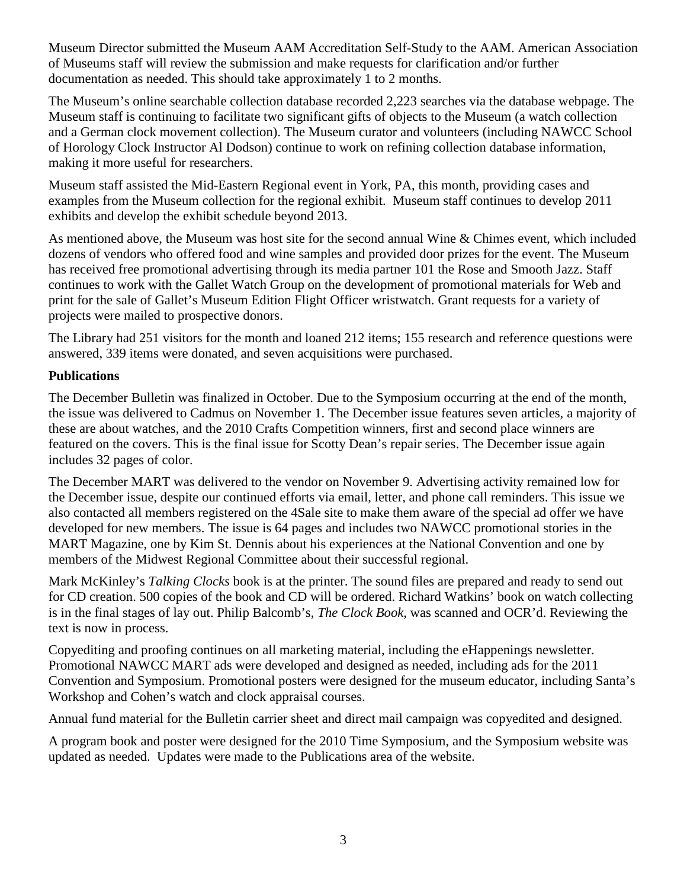Museum Director submitted the Museum AAM Accreditation Self-Study to the AAM. American Association of Museums staff will review the submission and make requests for clarification and/or further documentation as needed. This should take approximately 1 to 2 months.

The Museum's online searchable collection database recorded 2,223 searches via the database webpage. The Museum staff is continuing to facilitate two significant gifts of objects to the Museum (a watch collection and a German clock movement collection). The Museum curator and volunteers (including NAWCC School of Horology Clock Instructor Al Dodson) continue to work on refining collection database information, making it more useful for researchers.

Museum staff assisted the Mid-Eastern Regional event in York, PA, this month, providing cases and examples from the Museum collection for the regional exhibit. Museum staff continues to develop 2011 exhibits and develop the exhibit schedule beyond 2013.

As mentioned above, the Museum was host site for the second annual Wine & Chimes event, which included dozens of vendors who offered food and wine samples and provided door prizes for the event. The Museum has received free promotional advertising through its media partner 101 the Rose and Smooth Jazz. Staff continues to work with the Gallet Watch Group on the development of promotional materials for Web and print for the sale of Gallet's Museum Edition Flight Officer wristwatch. Grant requests for a variety of projects were mailed to prospective donors.

The Library had 251 visitors for the month and loaned 212 items; 155 research and reference questions were answered, 339 items were donated, and seven acquisitions were purchased.

**Publications**

The December Bulletin was finalized in October. Due to the Symposium occurring at the end of the month, the issue was delivered to Cadmus on November 1. The December issue features seven articles, a majority of these are about watches, and the 2010 Crafts Competition winners, first and second place winners are featured on the covers. This is the final issue for Scotty Dean's repair series. The December issue again includes 32 pages of color.

The December MART was delivered to the vendor on November 9. Advertising activity remained low for the December issue, despite our continued efforts via email, letter, and phone call reminders. This issue we also contacted all members registered on the 4Sale site to make them aware of the special ad offer we have developed for new members. The issue is 64 pages and includes two NAWCC promotional stories in the MART Magazine, one by Kim St. Dennis about his experiences at the National Convention and one by members of the Midwest Regional Committee about their successful regional.

Mark McKinley's *Talking Clocks* book is at the printer. The sound files are prepared and ready to send out for CD creation. 500 copies of the book and CD will be ordered. Richard Watkins' book on watch collecting is in the final stages of lay out. Philip Balcomb's, *The Clock Book*, was scanned and OCR'd. Reviewing the text is now in process.

Copyediting and proofing continues on all marketing material, including the eHappenings newsletter. Promotional NAWCC MART ads were developed and designed as needed, including ads for the 2011 Convention and Symposium. Promotional posters were designed for the museum educator, including Santa's Workshop and Cohen's watch and clock appraisal courses.

Annual fund material for the Bulletin carrier sheet and direct mail campaign was copyedited and designed.

A program book and poster were designed for the 2010 Time Symposium, and the Symposium website was updated as needed. Updates were made to the Publications area of the website.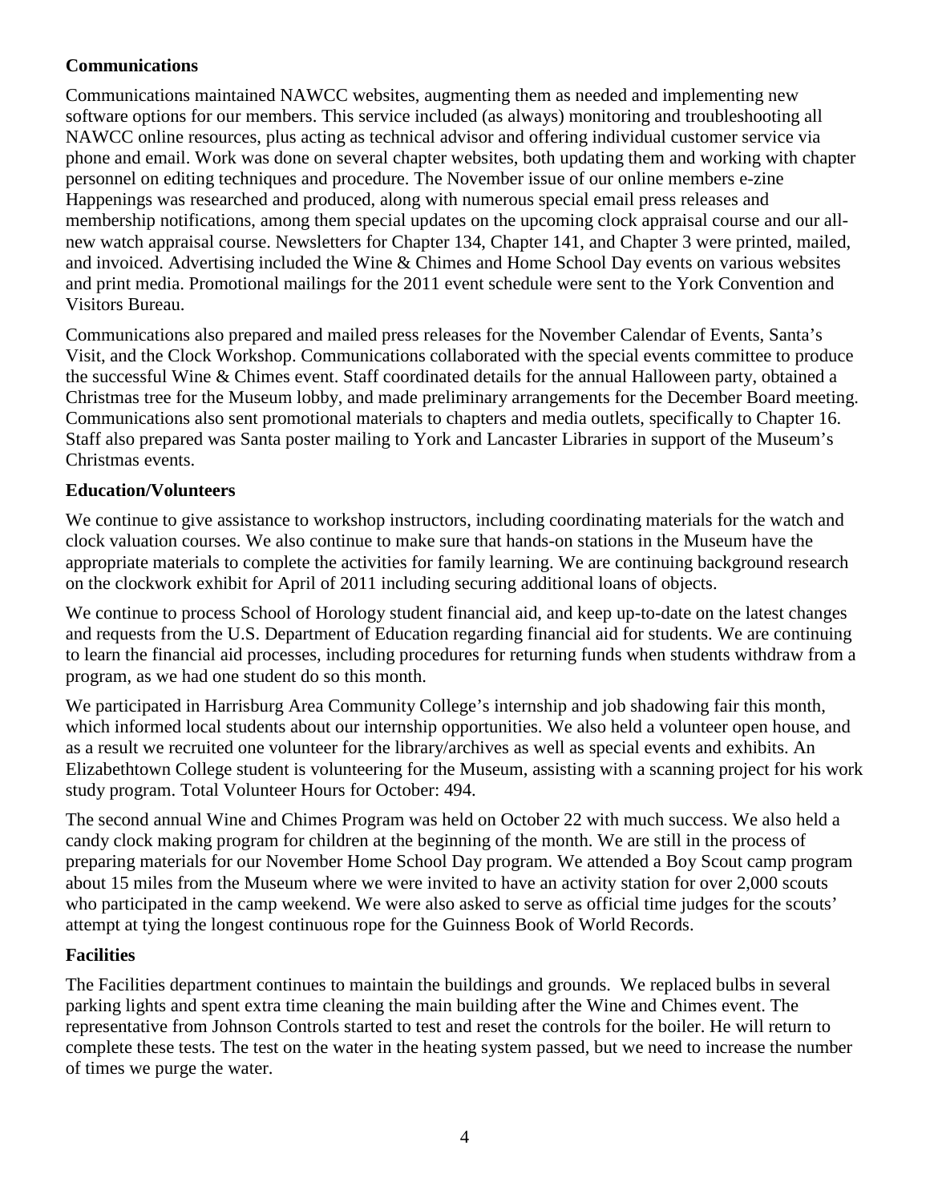**Communications**

Communications maintained NAWCC websites, augmenting them as needed and implementing new software options for our members. This service included (as always) monitoring and troubleshooting all NAWCC online resources, plus acting as technical advisor and offering individual customer service via phone and email. Work was done on several chapter websites, both updating them and working with chapter personnel on editing techniques and procedure. The November issue of our online members e-zine Happenings was researched and produced, along with numerous special email press releases and membership notifications, among them special updates on the upcoming clock appraisal course and our all-new watch appraisal course. Newsletters for Chapter 134, Chapter 141, and Chapter 3 were printed, mailed, and invoiced. Advertising included the Wine & Chimes and Home School Day events on various websites and print media. Promotional mailings for the 2011 event schedule were sent to the York Convention and Visitors Bureau.

Communications also prepared and mailed press releases for the November Calendar of Events, Santa's Visit, and the Clock Workshop. Communications collaborated with the special events committee to produce the successful Wine & Chimes event. Staff coordinated details for the annual Halloween party, obtained a Christmas tree for the Museum lobby, and made preliminary arrangements for the December Board meeting. Communications also sent promotional materials to chapters and media outlets, specifically to Chapter 16. Staff also prepared was Santa poster mailing to York and Lancaster Libraries in support of the Museum's Christmas events.

**Education/Volunteers**

We continue to give assistance to workshop instructors, including coordinating materials for the watch and clock valuation courses. We also continue to make sure that hands-on stations in the Museum have the appropriate materials to complete the activities for family learning. We are continuing background research on the clockwork exhibit for April of 2011 including securing additional loans of objects.

We continue to process School of Horology student financial aid, and keep up-to-date on the latest changes and requests from the U.S. Department of Education regarding financial aid for students. We are continuing to learn the financial aid processes, including procedures for returning funds when students withdraw from a program, as we had one student do so this month.

We participated in Harrisburg Area Community College's internship and job shadowing fair this month, which informed local students about our internship opportunities. We also held a volunteer open house, and as a result we recruited one volunteer for the library/archives as well as special events and exhibits. An Elizabethtown College student is volunteering for the Museum, assisting with a scanning project for his work study program. Total Volunteer Hours for October: 494.

The second annual Wine and Chimes Program was held on October 22 with much success. We also held a candy clock making program for children at the beginning of the month. We are still in the process of preparing materials for our November Home School Day program. We attended a Boy Scout camp program about 15 miles from the Museum where we were invited to have an activity station for over 2,000 scouts who participated in the camp weekend. We were also asked to serve as official time judges for the scouts' attempt at tying the longest continuous rope for the Guinness Book of World Records.

**Facilities**

The Facilities department continues to maintain the buildings and grounds. We replaced bulbs in several parking lights and spent extra time cleaning the main building after the Wine and Chimes event. The representative from Johnson Controls started to test and reset the controls for the boiler. He will return to complete these tests. The test on the water in the heating system passed, but we need to increase the number of times we purge the water.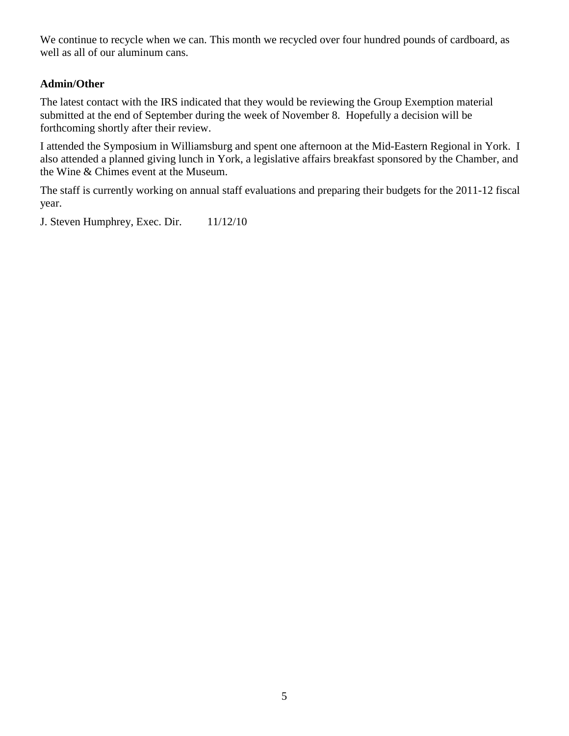We continue to recycle when we can. This month we recycled over four hundred pounds of cardboard, as well as all of our aluminum cans.

**Admin/Other**

The latest contact with the IRS indicated that they would be reviewing the Group Exemption material submitted at the end of September during the week of November 8. Hopefully a decision will be forthcoming shortly after their review.

I attended the Symposium in Williamsburg and spent one afternoon at the Mid-Eastern Regional in York. I also attended a planned giving lunch in York, a legislative affairs breakfast sponsored by the Chamber, and the Wine & Chimes event at the Museum.

The staff is currently working on annual staff evaluations and preparing their budgets for the 2011-12 fiscal year.

J. Steven Humphrey, Exec. Dir. 11/12/10